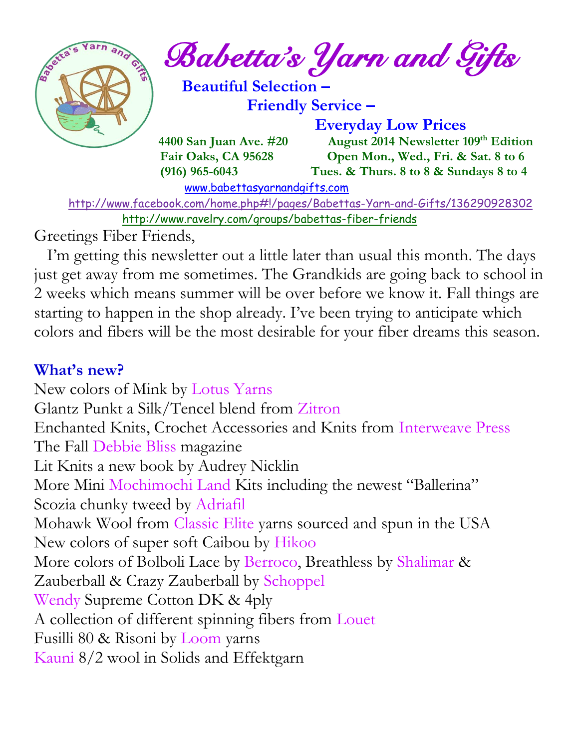# Babetta's Yarn and Gifts

**Beautiful Selection –**
**Friendly Service –**
**Everyday Low Prices**

**4400 San Juan Ave. #20**
**Fair Oaks, CA 95628**
**(916) 965-6043**

**August 2014 Newsletter 109th Edition**
**Open Mon., Wed., Fri. & Sat. 8 to 6**
**Tues. & Thurs. 8 to 8 & Sundays 8 to 4**

www.babettasyarnandgifts.com
http://www.facebook.com/home.php#!/pages/Babettas-Yarn-and-Gifts/136290928302
http://www.ravelry.com/groups/babettas-fiber-friends

Greetings Fiber Friends,

I'm getting this newsletter out a little later than usual this month. The days just get away from me sometimes. The Grandkids are going back to school in 2 weeks which means summer will be over before we know it. Fall things are starting to happen in the shop already. I've been trying to anticipate which colors and fibers will be the most desirable for your fiber dreams this season.

## What's new?

New colors of Mink by Lotus Yarns
Glantz Punkt a Silk/Tencel blend from Zitron
Enchanted Knits, Crochet Accessories and Knits from Interweave Press
The Fall Debbie Bliss magazine
Lit Knits a new book by Audrey Nicklin
More Mini Mochimochi Land Kits including the newest "Ballerina"
Scozia chunky tweed by Adriafil
Mohawk Wool from Classic Elite yarns sourced and spun in the USA
New colors of super soft Caibou by Hikoo
More colors of Bolboli Lace by Berroco, Breathless by Shalimar & Zauberball & Crazy Zauberball by Schoppel
Wendy Supreme Cotton DK & 4ply
A collection of different spinning fibers from Louet
Fusilli 80 & Risoni by Loom yarns
Kauni 8/2 wool in Solids and Effektgarn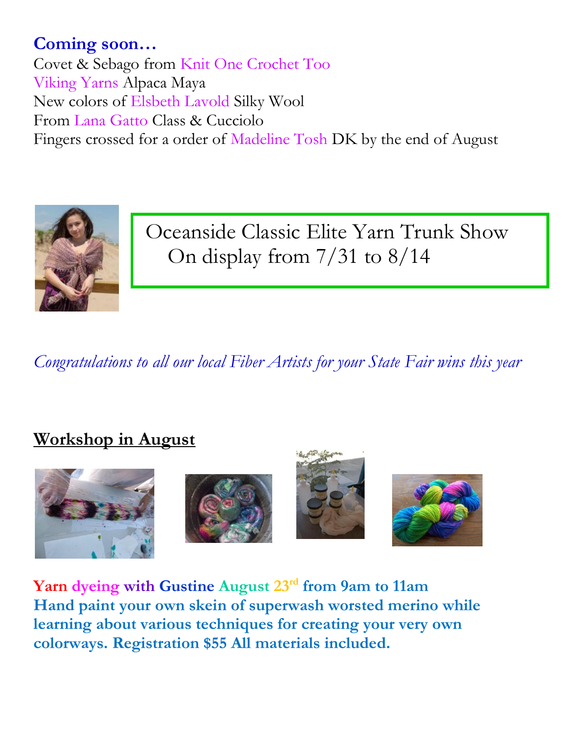**Coming soon…**

Covet & Sebago from Knit One Crochet Too
Viking Yarns Alpaca Maya
New colors of Elsbeth Lavold Silky Wool
From Lana Gatto Class & Cucciolo
Fingers crossed for a order of Madeline Tosh DK by the end of August

Oceanside Classic Elite Yarn Trunk Show
On display from 7/31 to 8/14

*Congratulations to all our local Fiber Artists for your State Fair wins this year*

## Workshop in August

**Yarn dyeing with Gustine August 23rd from 9am to 11am**
**Hand paint your own skein of superwash worsted merino while learning about various techniques for creating your very own colorways. Registration $55 All materials included.**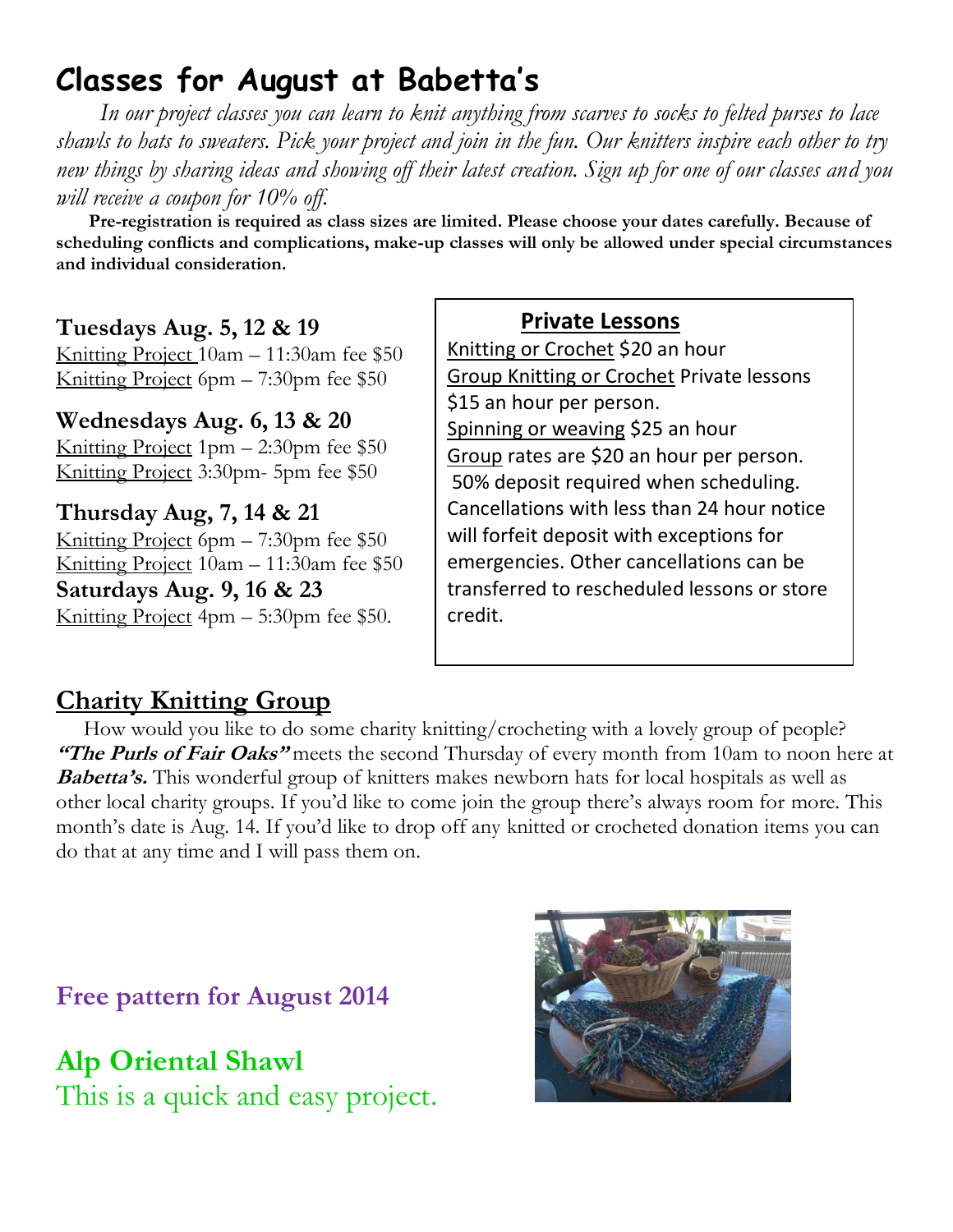# Classes for August at Babetta's

*In our project classes you can learn to knit anything from scarves to socks to felted purses to lace shawls to hats to sweaters. Pick your project and join in the fun. Our knitters inspire each other to try new things by sharing ideas and showing off their latest creation. Sign up for one of our classes and you will receive a coupon for 10% off.*

**Pre-registration is required as class sizes are limited. Please choose your dates carefully. Because of scheduling conflicts and complications, make-up classes will only be allowed under special circumstances and individual consideration.**

**Tuesdays Aug. 5, 12 & 19**
Knitting Project 10am – 11:30am fee $50
Knitting Project 6pm – 7:30pm fee $50

**Wednesdays Aug. 6, 13 & 20**
Knitting Project 1pm – 2:30pm fee $50
Knitting Project 3:30pm- 5pm fee $50

**Thursday Aug, 7, 14 & 21**
Knitting Project 6pm – 7:30pm fee $50
Knitting Project 10am – 11:30am fee $50

**Saturdays Aug. 9, 16 & 23**
Knitting Project 4pm – 5:30pm fee $50.

## Private Lessons

Knitting or Crochet $20 an hour
Group Knitting or Crochet Private lessons $15 an hour per person.
Spinning or weaving $25 an hour
Group rates are $20 an hour per person.
50% deposit required when scheduling. Cancellations with less than 24 hour notice will forfeit deposit with exceptions for emergencies. Other cancellations can be transferred to rescheduled lessons or store credit.

## Charity Knitting Group

How would you like to do some charity knitting/crocheting with a lovely group of people? ***"The Purls of Fair Oaks"*** meets the second Thursday of every month from 10am to noon here at ***Babetta's.*** This wonderful group of knitters makes newborn hats for local hospitals as well as other local charity groups. If you'd like to come join the group there's always room for more. This month's date is Aug. 14. If you'd like to drop off any knitted or crocheted donation items you can do that at any time and I will pass them on.

**Free pattern for August 2014**

## Alp Oriental Shawl

This is a quick and easy project.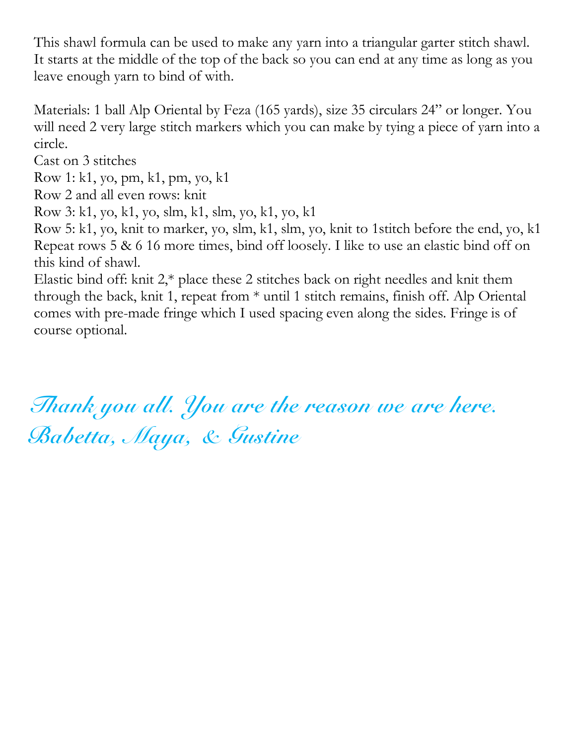This shawl formula can be used to make any yarn into a triangular garter stitch shawl. It starts at the middle of the top of the back so you can end at any time as long as you leave enough yarn to bind of with.

Materials: 1 ball Alp Oriental by Feza (165 yards), size 35 circulars 24" or longer. You will need 2 very large stitch markers which you can make by tying a piece of yarn into a circle.

Cast on 3 stitches

Row 1: k1, yo, pm, k1, pm, yo, k1

Row 2 and all even rows: knit

Row 3: k1, yo, k1, yo, slm, k1, slm, yo, k1, yo, k1

Row 5: k1, yo, knit to marker, yo, slm, k1, slm, yo, knit to 1stitch before the end, yo, k1

Repeat rows 5 & 6 16 more times, bind off loosely. I like to use an elastic bind off on this kind of shawl.

Elastic bind off: knit 2,* place these 2 stitches back on right needles and knit them through the back, knit 1, repeat from * until 1 stitch remains, finish off. Alp Oriental comes with pre-made fringe which I used spacing even along the sides. Fringe is of course optional.

*Thank you all. You are the reason we are here.*
*Babetta, Maya, & Gustine*